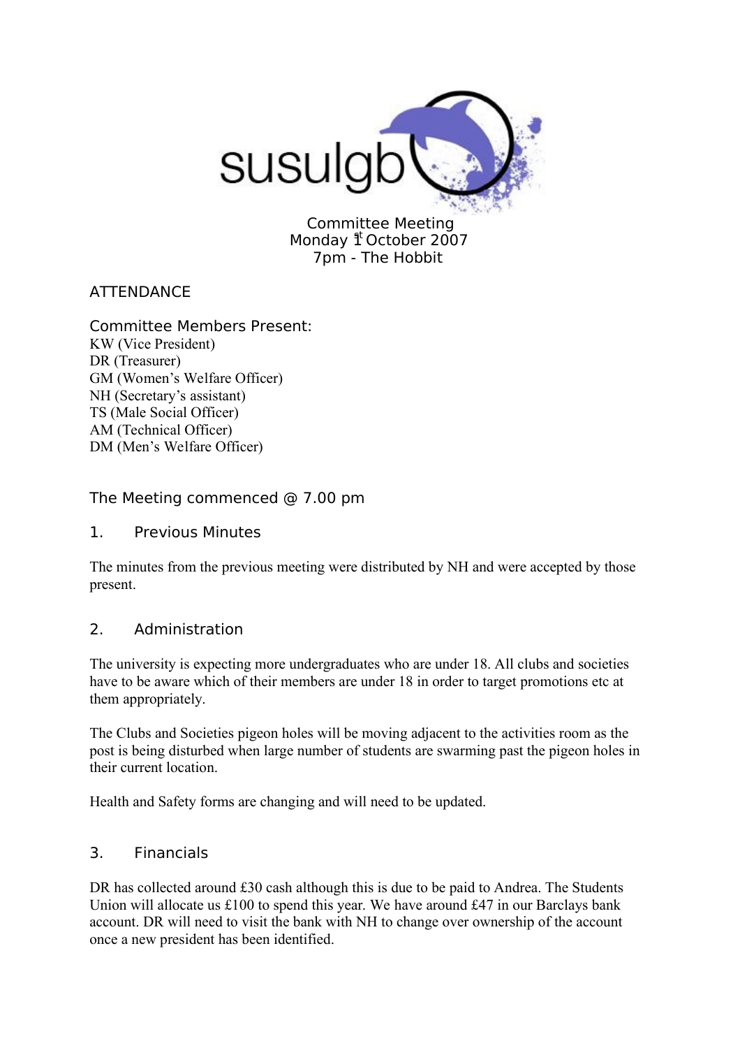susulgb

Committee Meeting
Monday 1st October 2007
7pm - The Hobbit

## ATTENDANCE

### Committee Members Present:

KW (Vice President)
DR (Treasurer)
GM (Women's Welfare Officer)
NH (Secretary's assistant)
TS (Male Social Officer)
AM (Technical Officer)
DM (Men's Welfare Officer)

The Meeting commenced @ 7.00 pm

## 1. Previous Minutes

The minutes from the previous meeting were distributed by NH and were accepted by those present.

## 2. Administration

The university is expecting more undergraduates who are under 18. All clubs and societies have to be aware which of their members are under 18 in order to target promotions etc at them appropriately.

The Clubs and Societies pigeon holes will be moving adjacent to the activities room as the post is being disturbed when large number of students are swarming past the pigeon holes in their current location.

Health and Safety forms are changing and will need to be updated.

## 3. Financials

DR has collected around £30 cash although this is due to be paid to Andrea. The Students Union will allocate us £100 to spend this year. We have around £47 in our Barclays bank account. DR will need to visit the bank with NH to change over ownership of the account once a new president has been identified.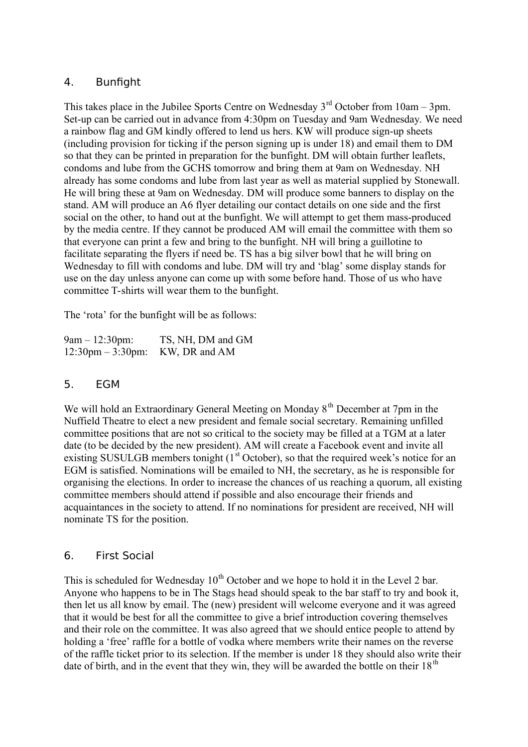## 4. Bunfight

This takes place in the Jubilee Sports Centre on Wednesday 3rd October from 10am – 3pm. Set-up can be carried out in advance from 4:30pm on Tuesday and 9am Wednesday. We need a rainbow flag and GM kindly offered to lend us hers. KW will produce sign-up sheets (including provision for ticking if the person signing up is under 18) and email them to DM so that they can be printed in preparation for the bunfight. DM will obtain further leaflets, condoms and lube from the GCHS tomorrow and bring them at 9am on Wednesday. NH already has some condoms and lube from last year as well as material supplied by Stonewall. He will bring these at 9am on Wednesday. DM will produce some banners to display on the stand. AM will produce an A6 flyer detailing our contact details on one side and the first social on the other, to hand out at the bunfight. We will attempt to get them mass-produced by the media centre. If they cannot be produced AM will email the committee with them so that everyone can print a few and bring to the bunfight. NH will bring a guillotine to facilitate separating the flyers if need be. TS has a big silver bowl that he will bring on Wednesday to fill with condoms and lube. DM will try and 'blag' some display stands for use on the day unless anyone can come up with some before hand. Those of us who have committee T-shirts will wear them to the bunfight.

The 'rota' for the bunfight will be as follows:

9am – 12:30pm: TS, NH, DM and GM
12:30pm – 3:30pm: KW, DR and AM

## 5. EGM

We will hold an Extraordinary General Meeting on Monday 8th December at 7pm in the Nuffield Theatre to elect a new president and female social secretary. Remaining unfilled committee positions that are not so critical to the society may be filled at a TGM at a later date (to be decided by the new president). AM will create a Facebook event and invite all existing SUSULGB members tonight (1st October), so that the required week's notice for an EGM is satisfied. Nominations will be emailed to NH, the secretary, as he is responsible for organising the elections. In order to increase the chances of us reaching a quorum, all existing committee members should attend if possible and also encourage their friends and acquaintances in the society to attend. If no nominations for president are received, NH will nominate TS for the position.

## 6. First Social

This is scheduled for Wednesday 10th October and we hope to hold it in the Level 2 bar. Anyone who happens to be in The Stags head should speak to the bar staff to try and book it, then let us all know by email. The (new) president will welcome everyone and it was agreed that it would be best for all the committee to give a brief introduction covering themselves and their role on the committee. It was also agreed that we should entice people to attend by holding a 'free' raffle for a bottle of vodka where members write their names on the reverse of the raffle ticket prior to its selection. If the member is under 18 they should also write their date of birth, and in the event that they win, they will be awarded the bottle on their 18th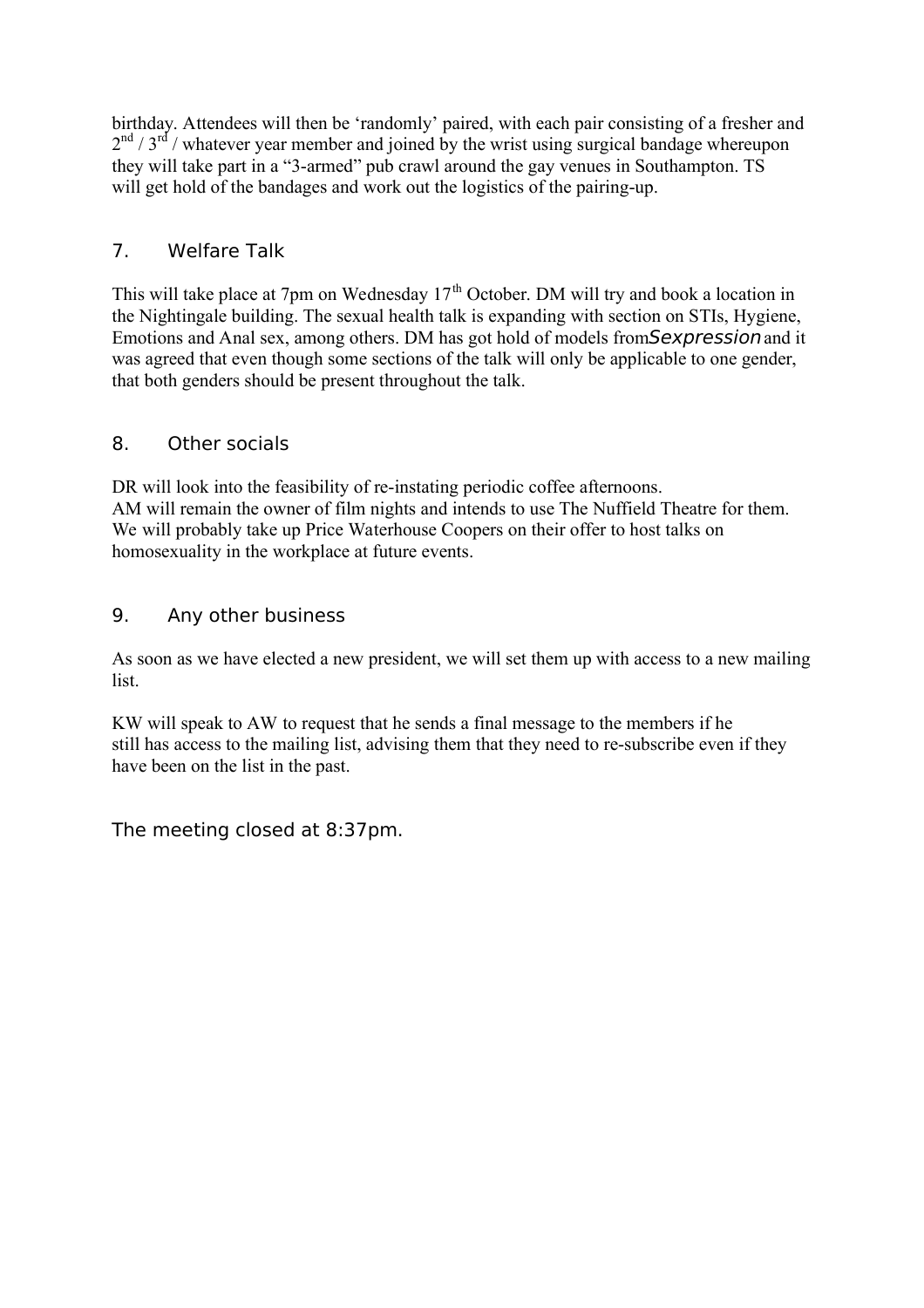birthday. Attendees will then be 'randomly' paired, with each pair consisting of a fresher and 2nd / 3rd / whatever year member and joined by the wrist using surgical bandage whereupon they will take part in a "3-armed" pub crawl around the gay venues in Southampton. TS will get hold of the bandages and work out the logistics of the pairing-up.

## 7. Welfare Talk

This will take place at 7pm on Wednesday 17th October. DM will try and book a location in the Nightingale building. The sexual health talk is expanding with section on STIs, Hygiene, Emotions and Anal sex, among others. DM has got hold of models from *Sexpression* and it was agreed that even though some sections of the talk will only be applicable to one gender, that both genders should be present throughout the talk.

## 8. Other socials

DR will look into the feasibility of re-instating periodic coffee afternoons.
AM will remain the owner of film nights and intends to use The Nuffield Theatre for them.
We will probably take up Price Waterhouse Coopers on their offer to host talks on homosexuality in the workplace at future events.

## 9. Any other business

As soon as we have elected a new president, we will set them up with access to a new mailing list.

KW will speak to AW to request that he sends a final message to the members if he still has access to the mailing list, advising them that they need to re-subscribe even if they have been on the list in the past.

The meeting closed at 8:37pm.